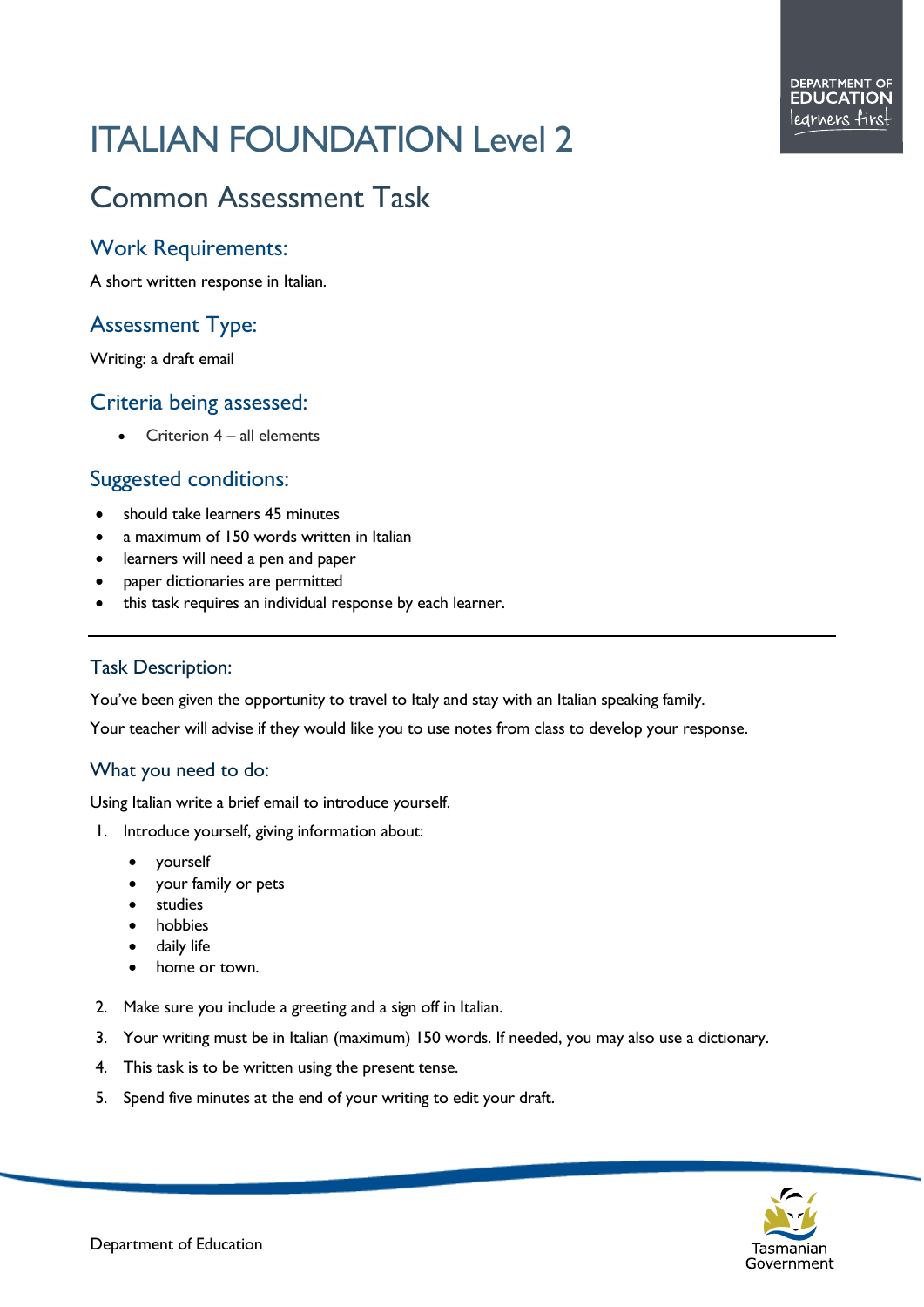# ITALIAN FOUNDATION Level 2

## Common Assessment Task

### Work Requirements:

A short written response in Italian.

### Assessment Type:

Writing: a draft email

### Criteria being assessed:

- Criterion 4 – all elements

### Suggested conditions:

- should take learners 45 minutes
- a maximum of 150 words written in Italian
- learners will need a pen and paper
- paper dictionaries are permitted
- this task requires an individual response by each learner.

---

### Task Description:

You've been given the opportunity to travel to Italy and stay with an Italian speaking family.

Your teacher will advise if they would like you to use notes from class to develop your response.

### What you need to do:

Using Italian write a brief email to introduce yourself.

1. Introduce yourself, giving information about:
   - yourself
   - your family or pets
   - studies
   - hobbies
   - daily life
   - home or town.
2. Make sure you include a greeting and a sign off in Italian.
3. Your writing must be in Italian (maximum) 150 words. If needed, you may also use a dictionary.
4. This task is to be written using the present tense.
5. Spend five minutes at the end of your writing to edit your draft.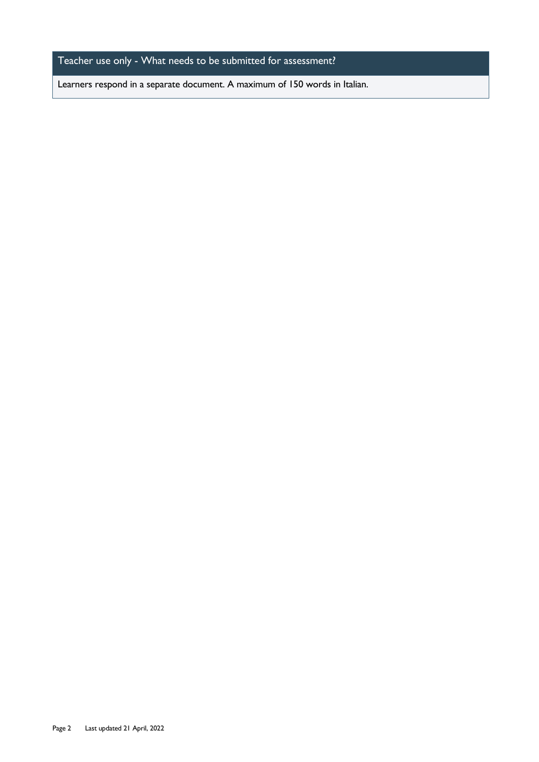| Teacher use only - What needs to be submitted for assessment? |
| --- |
| Learners respond in a separate document. A maximum of 150 words in Italian. |